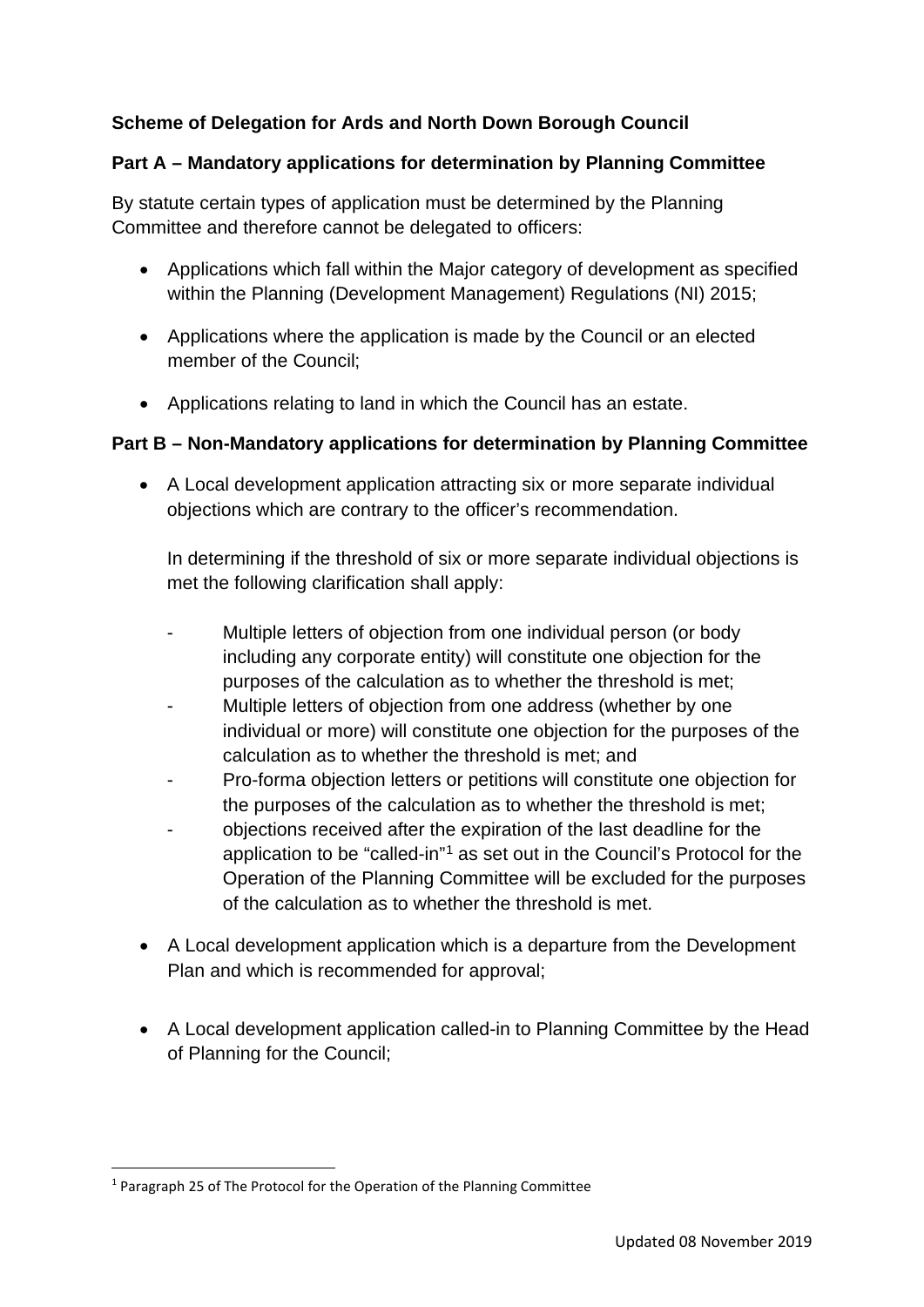**Scheme of Delegation for Ards and North Down Borough Council**

**Part A – Mandatory applications for determination by Planning Committee**

By statute certain types of application must be determined by the Planning Committee and therefore cannot be delegated to officers:

- Applications which fall within the Major category of development as specified within the Planning (Development Management) Regulations (NI) 2015;
- Applications where the application is made by the Council or an elected member of the Council;
- Applications relating to land in which the Council has an estate.

**Part B – Non-Mandatory applications for determination by Planning Committee**

- A Local development application attracting six or more separate individual objections which are contrary to the officer's recommendation.

  In determining if the threshold of six or more separate individual objections is met the following clarification shall apply:

  - Multiple letters of objection from one individual person (or body including any corporate entity) will constitute one objection for the purposes of the calculation as to whether the threshold is met;
  - Multiple letters of objection from one address (whether by one individual or more) will constitute one objection for the purposes of the calculation as to whether the threshold is met; and
  - Pro-forma objection letters or petitions will constitute one objection for the purposes of the calculation as to whether the threshold is met;
  - objections received after the expiration of the last deadline for the application to be "called-in"[1] as set out in the Council's Protocol for the Operation of the Planning Committee will be excluded for the purposes of the calculation as to whether the threshold is met.

- A Local development application which is a departure from the Development Plan and which is recommended for approval;

- A Local development application called-in to Planning Committee by the Head of Planning for the Council;

[1] Paragraph 25 of The Protocol for the Operation of the Planning Committee

Updated 08 November 2019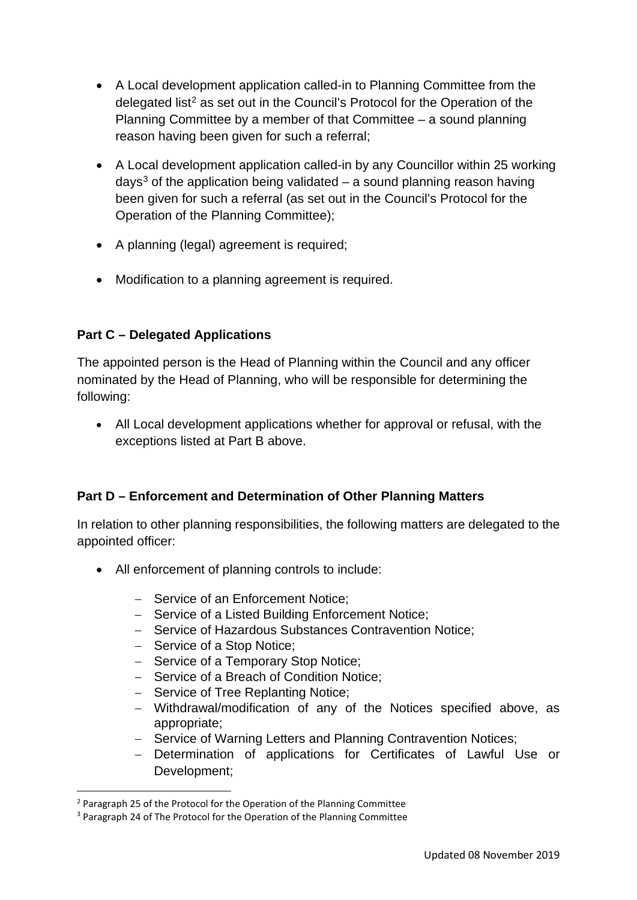- A Local development application called-in to Planning Committee from the delegated list[2] as set out in the Council's Protocol for the Operation of the Planning Committee by a member of that Committee – a sound planning reason having been given for such a referral;

- A Local development application called-in by any Councillor within 25 working days[3] of the application being validated – a sound planning reason having been given for such a referral (as set out in the Council's Protocol for the Operation of the Planning Committee);

- A planning (legal) agreement is required;

- Modification to a planning agreement is required.

**Part C – Delegated Applications**

The appointed person is the Head of Planning within the Council and any officer nominated by the Head of Planning, who will be responsible for determining the following:

- All Local development applications whether for approval or refusal, with the exceptions listed at Part B above.

**Part D – Enforcement and Determination of Other Planning Matters**

In relation to other planning responsibilities, the following matters are delegated to the appointed officer:

- All enforcement of planning controls to include:
  - Service of an Enforcement Notice;
  - Service of a Listed Building Enforcement Notice;
  - Service of Hazardous Substances Contravention Notice;
  - Service of a Stop Notice;
  - Service of a Temporary Stop Notice;
  - Service of a Breach of Condition Notice;
  - Service of Tree Replanting Notice;
  - Withdrawal/modification of any of the Notices specified above, as appropriate;
  - Service of Warning Letters and Planning Contravention Notices;
  - Determination of applications for Certificates of Lawful Use or Development;

[2] Paragraph 25 of the Protocol for the Operation of the Planning Committee

[3] Paragraph 24 of The Protocol for the Operation of the Planning Committee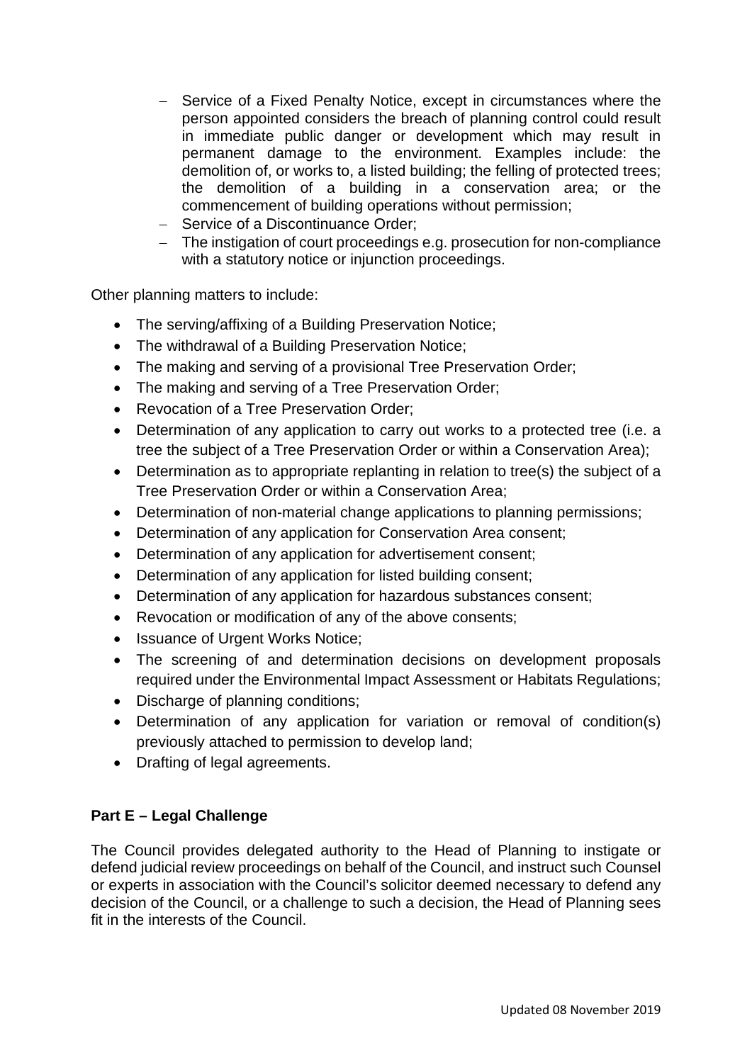- Service of a Fixed Penalty Notice, except in circumstances where the person appointed considers the breach of planning control could result in immediate public danger or development which may result in permanent damage to the environment. Examples include: the demolition of, or works to, a listed building; the felling of protected trees; the demolition of a building in a conservation area; or the commencement of building operations without permission;
- Service of a Discontinuance Order;
- The instigation of court proceedings e.g. prosecution for non-compliance with a statutory notice or injunction proceedings.

Other planning matters to include:

- The serving/affixing of a Building Preservation Notice;
- The withdrawal of a Building Preservation Notice;
- The making and serving of a provisional Tree Preservation Order;
- The making and serving of a Tree Preservation Order;
- Revocation of a Tree Preservation Order;
- Determination of any application to carry out works to a protected tree (i.e. a tree the subject of a Tree Preservation Order or within a Conservation Area);
- Determination as to appropriate replanting in relation to tree(s) the subject of a Tree Preservation Order or within a Conservation Area;
- Determination of non-material change applications to planning permissions;
- Determination of any application for Conservation Area consent;
- Determination of any application for advertisement consent;
- Determination of any application for listed building consent;
- Determination of any application for hazardous substances consent;
- Revocation or modification of any of the above consents;
- Issuance of Urgent Works Notice;
- The screening of and determination decisions on development proposals required under the Environmental Impact Assessment or Habitats Regulations;
- Discharge of planning conditions;
- Determination of any application for variation or removal of condition(s) previously attached to permission to develop land;
- Drafting of legal agreements.

**Part E – Legal Challenge**

The Council provides delegated authority to the Head of Planning to instigate or defend judicial review proceedings on behalf of the Council, and instruct such Counsel or experts in association with the Council's solicitor deemed necessary to defend any decision of the Council, or a challenge to such a decision, the Head of Planning sees fit in the interests of the Council.

Updated 08 November 2019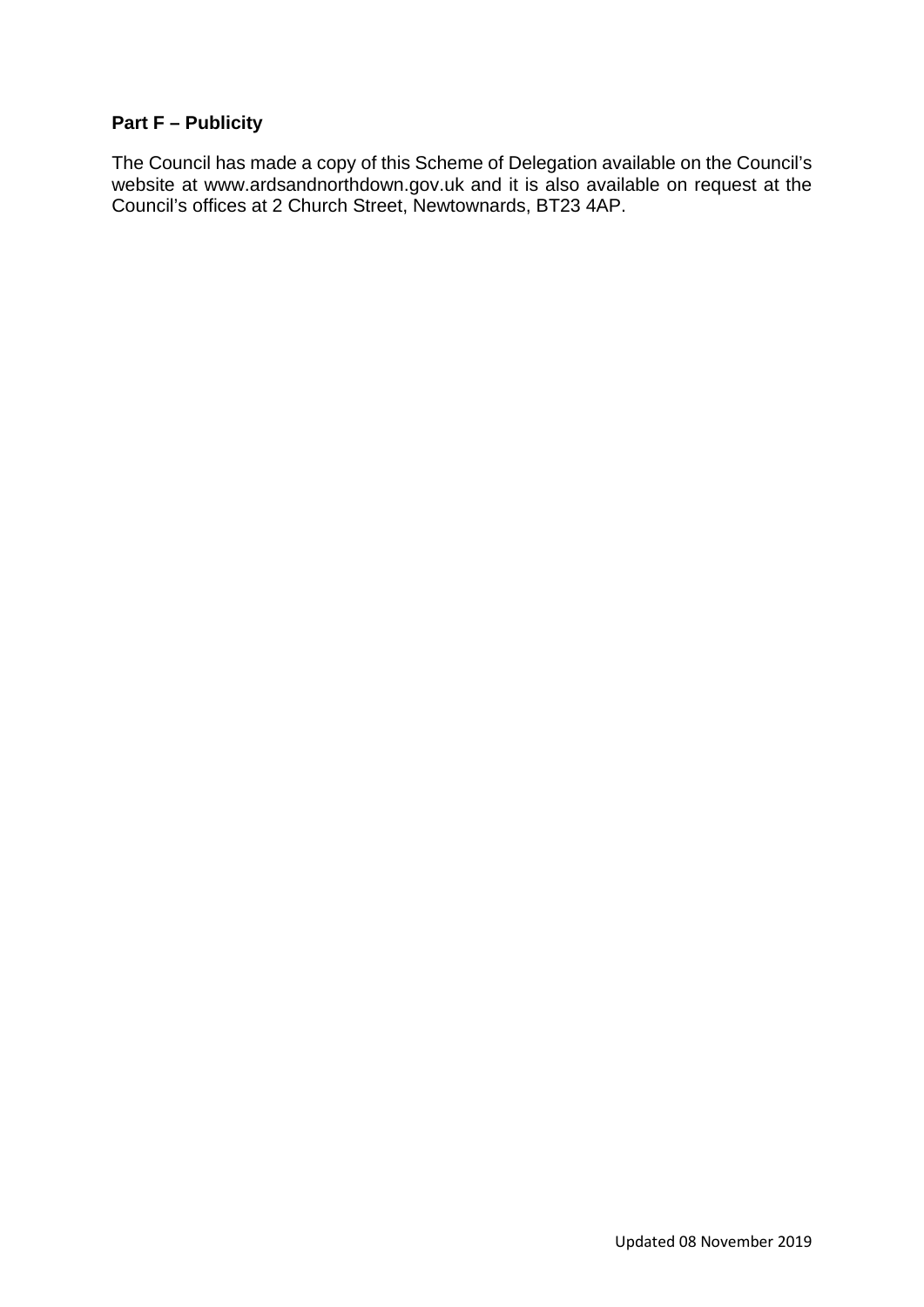## Part F – Publicity

The Council has made a copy of this Scheme of Delegation available on the Council's website at www.ardsandnorthdown.gov.uk and it is also available on request at the Council's offices at 2 Church Street, Newtownards, BT23 4AP.

Updated 08 November 2019